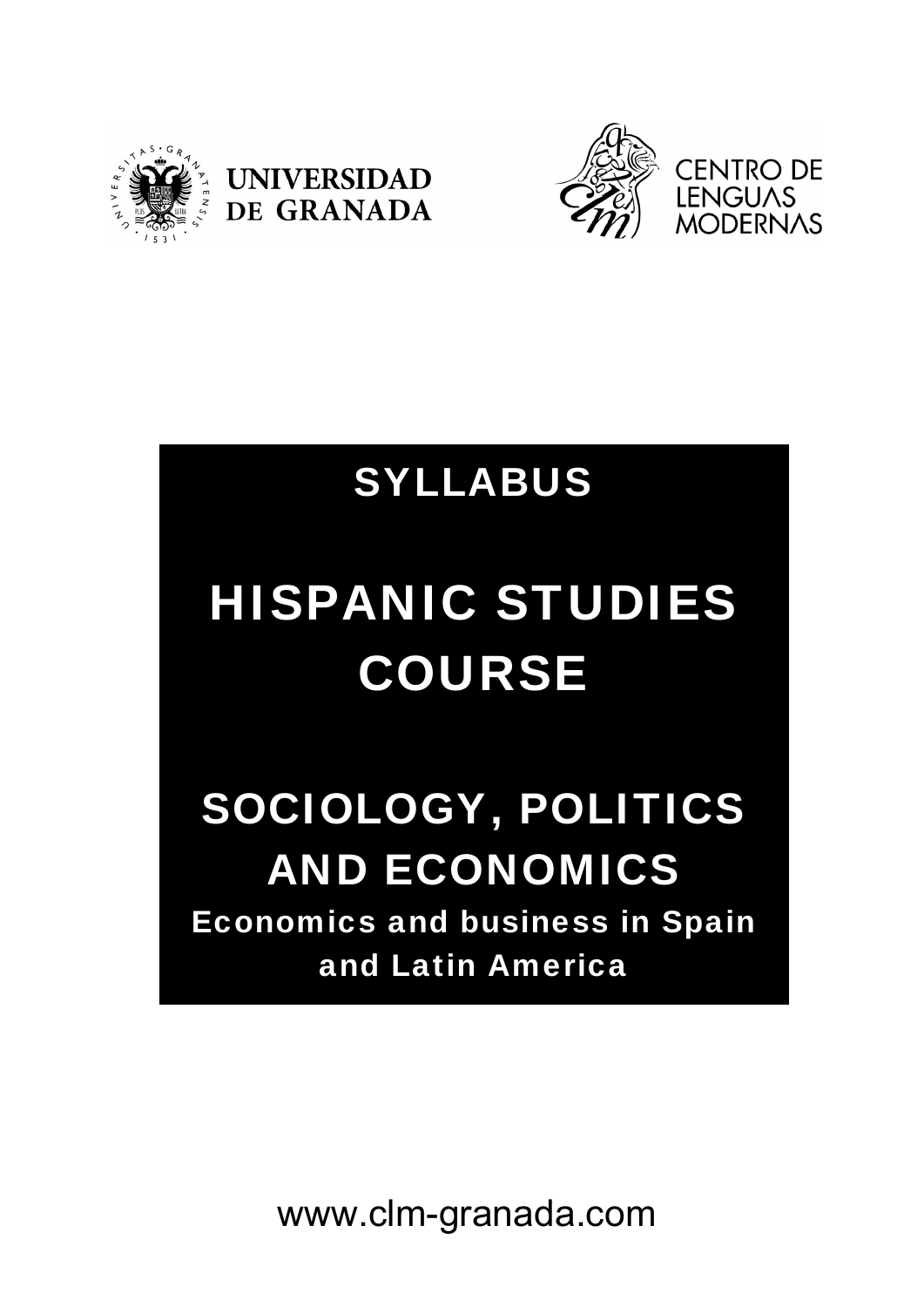UNIVERSIDAD DE GRANADA

CENTRO DE LENGUAS MODERNAS

# SYLLABUS

# HISPANIC STUDIES COURSE

# SOCIOLOGY, POLITICS AND ECONOMICS

## Economics and business in Spain and Latin America

www.clm-granada.com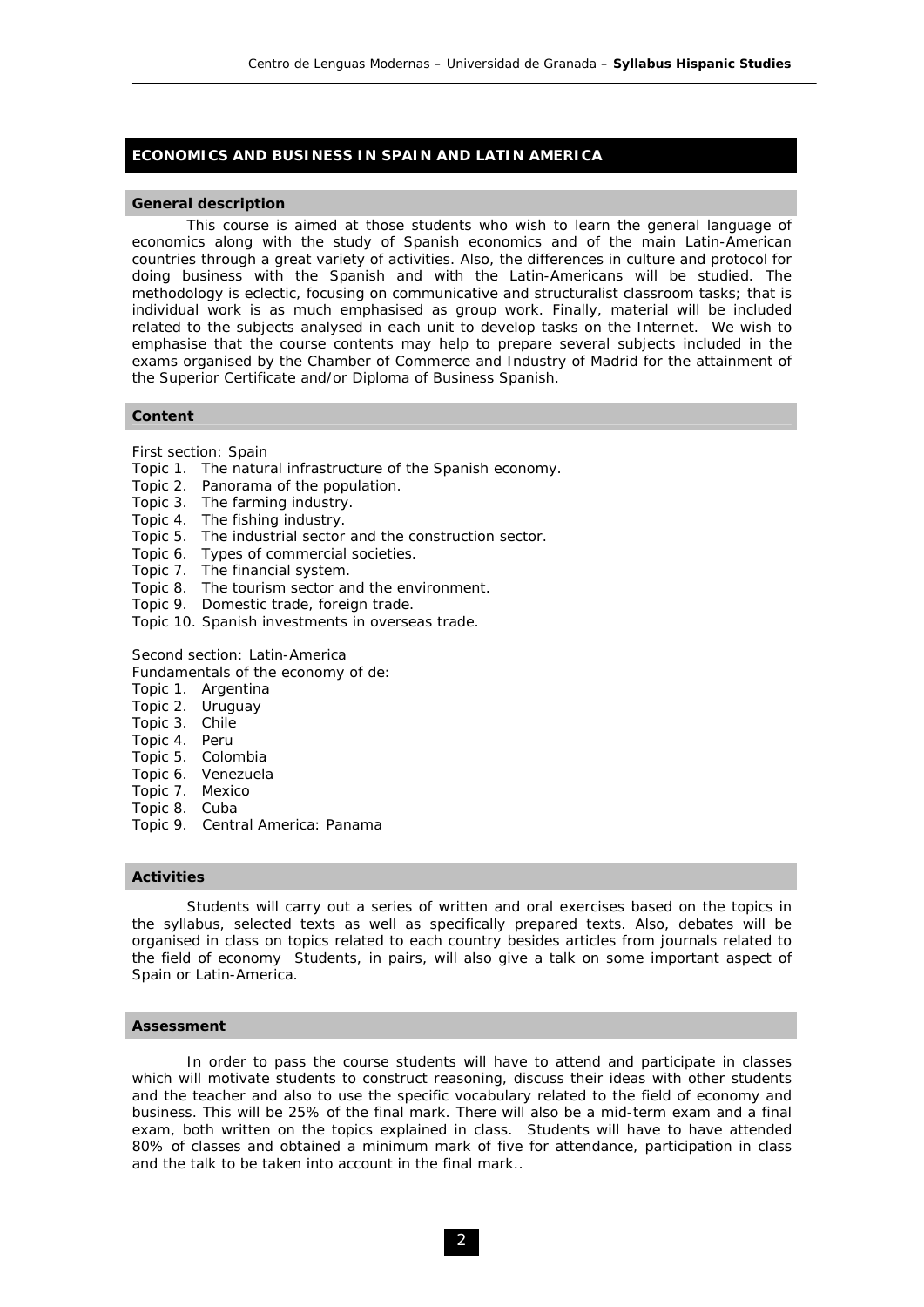## ECONOMICS AND BUSINESS IN SPAIN AND LATIN AMERICA

### General description

This course is aimed at those students who wish to learn the general language of economics along with the study of Spanish economics and of the main Latin-American countries through a great variety of activities. Also, the differences in culture and protocol for doing business with the Spanish and with the Latin-Americans will be studied. The methodology is eclectic, focusing on communicative and structuralist classroom tasks; that is individual work is as much emphasised as group work. Finally, material will be included related to the subjects analysed in each unit to develop tasks on the Internet. We wish to emphasise that the course contents may help to prepare several subjects included in the exams organised by the Chamber of Commerce and Industry of Madrid for the attainment of the Superior Certificate and/or Diploma of Business Spanish.

### Content

First section: Spain

Topic 1. The natural infrastructure of the Spanish economy.
Topic 2. Panorama of the population.
Topic 3. The farming industry.
Topic 4. The fishing industry.
Topic 5. The industrial sector and the construction sector.
Topic 6. Types of commercial societies.
Topic 7. The financial system.
Topic 8. The tourism sector and the environment.
Topic 9. Domestic trade, foreign trade.
Topic 10. Spanish investments in overseas trade.

Second section: Latin-America

Fundamentals of the economy of de:

Topic 1. Argentina
Topic 2. Uruguay
Topic 3. Chile
Topic 4. Peru
Topic 5. Colombia
Topic 6. Venezuela
Topic 7. Mexico
Topic 8. Cuba
Topic 9. Central America: Panama

### Activities

Students will carry out a series of written and oral exercises based on the topics in the syllabus, selected texts as well as specifically prepared texts. Also, debates will be organised in class on topics related to each country besides articles from journals related to the field of economy Students, in pairs, will also give a talk on some important aspect of Spain or Latin-America.

### Assessment

In order to pass the course students will have to attend and participate in classes which will motivate students to construct reasoning, discuss their ideas with other students and the teacher and also to use the specific vocabulary related to the field of economy and business. This will be 25% of the final mark. There will also be a mid-term exam and a final exam, both written on the topics explained in class. Students will have to have attended 80% of classes and obtained a minimum mark of five for attendance, participation in class and the talk to be taken into account in the final mark..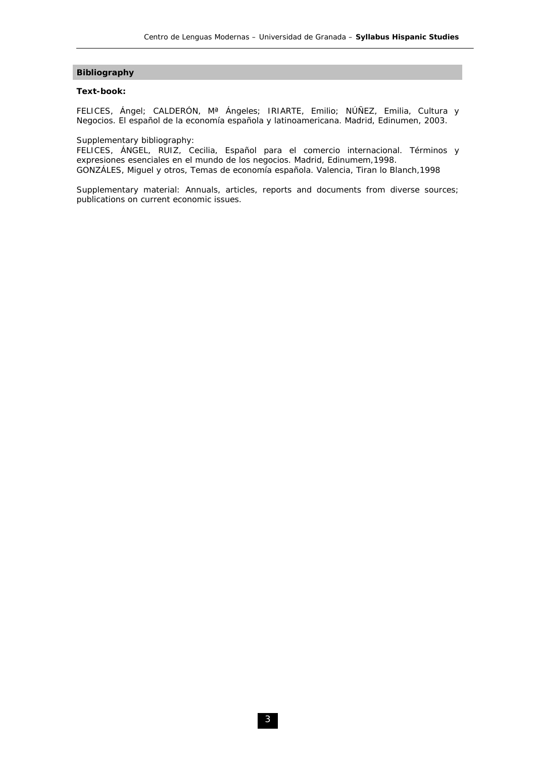## Bibliography

**Text-book:**

FELICES, Ángel; CALDERÓN, Mª Ángeles; IRIARTE, Emilio; NÚÑEZ, Emilia, Cultura y Negocios. El español de la economía española y latinoamericana. Madrid, Edinumen, 2003.

Supplementary bibliography:
FELICES, ÁNGEL, RUIZ, Cecilia, Español para el comercio internacional. Términos y expresiones esenciales en el mundo de los negocios. Madrid, Edinumem,1998.
GONZÁLES, Miguel y otros, Temas de economía española. Valencia, Tiran lo Blanch,1998

Supplementary material: Annuals, articles, reports and documents from diverse sources; publications on current economic issues.